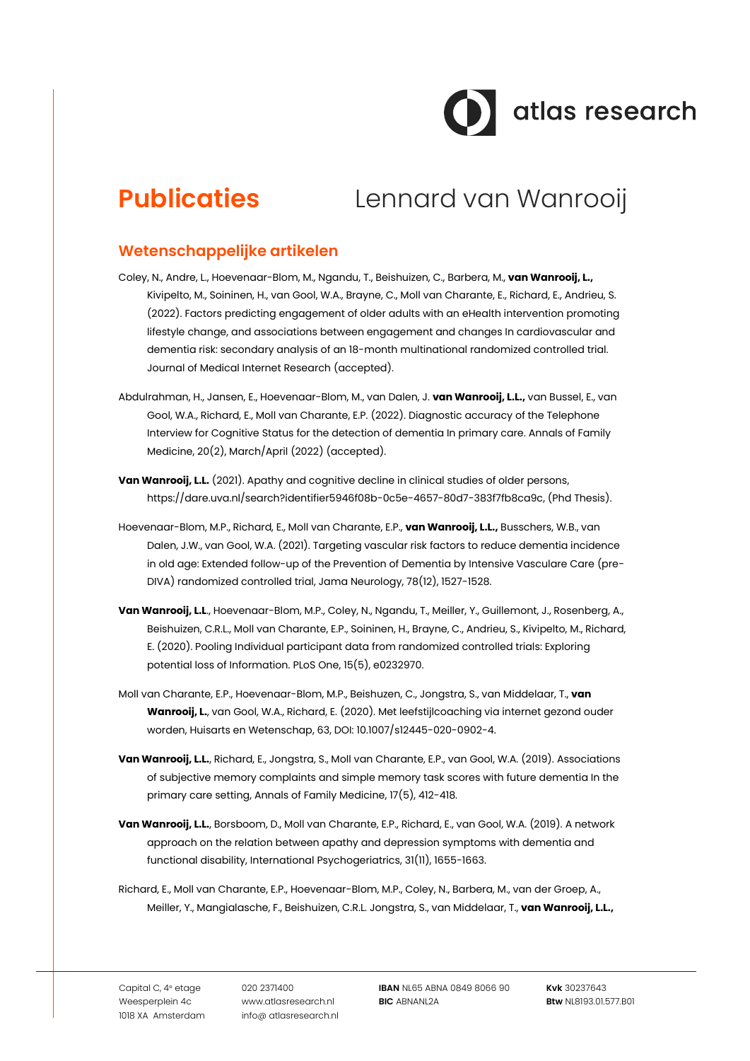# Publicaties

Lennard van Wanrooij

## Wetenschappelijke artikelen

Coley, N., Andre, L., Hoevenaar-Blom, M., Ngandu, T., Beishuizen, C., Barbera, M., **van Wanrooij, L.,** Kivipelto, M., Soininen, H., van Gool, W.A., Brayne, C., Moll van Charante, E., Richard, E., Andrieu, S. (2022). Factors predicting engagement of older adults with an eHealth intervention promoting lifestyle change, and associations between engagement and changes In cardiovascular and dementia risk: secondary analysis of an 18-month multinational randomized controlled trial. Journal of Medical Internet Research (accepted).

Abdulrahman, H., Jansen, E., Hoevenaar-Blom, M., van Dalen, J. **van Wanrooij, L.L.,** van Bussel, E., van Gool, W.A., Richard, E., Moll van Charante, E.P. (2022). Diagnostic accuracy of the Telephone Interview for Cognitive Status for the detection of dementia In primary care. Annals of Family Medicine, 20(2), March/April (2022) (accepted).

**Van Wanrooij, L.L.** (2021). Apathy and cognitive decline in clinical studies of older persons, https://dare.uva.nl/search?identifier5946f08b-0c5e-4657-80d7-383f7fb8ca9c, (Phd Thesis).

Hoevenaar-Blom, M.P., Richard, E., Moll van Charante, E.P., **van Wanrooij, L.L.,** Busschers, W.B., van Dalen, J.W., van Gool, W.A. (2021). Targeting vascular risk factors to reduce dementia incidence in old age: Extended follow-up of the Prevention of Dementia by Intensive Vasculare Care (pre-DIVA) randomized controlled trial, Jama Neurology, 78(12), 1527-1528.

**Van Wanrooij, L.L**., Hoevenaar-Blom, M.P., Coley, N., Ngandu, T., Meiller, Y., Guillemont, J., Rosenberg, A., Beishuizen, C.R.L., Moll van Charante, E.P., Soininen, H., Brayne, C., Andrieu, S., Kivipelto, M., Richard, E. (2020). Pooling Individual participant data from randomized controlled trials: Exploring potential loss of Information. PLoS One, 15(5), e0232970.

Moll van Charante, E.P., Hoevenaar-Blom, M.P., Beishuzen, C., Jongstra, S., van Middelaar, T., **van Wanrooij, L.**, van Gool, W.A., Richard, E. (2020). Met leefstijlcoaching via internet gezond ouder worden, Huisarts en Wetenschap, 63, DOI: 10.1007/s12445-020-0902-4.

**Van Wanrooij, L.L.**, Richard, E., Jongstra, S., Moll van Charante, E.P., van Gool, W.A. (2019). Associations of subjective memory complaints and simple memory task scores with future dementia In the primary care setting, Annals of Family Medicine, 17(5), 412-418.

**Van Wanrooij, L.L.**, Borsboom, D., Moll van Charante, E.P., Richard, E., van Gool, W.A. (2019). A network approach on the relation between apathy and depression symptoms with dementia and functional disability, International Psychogeriatrics, 31(11), 1655-1663.

Richard, E., Moll van Charante, E.P., Hoevenaar-Blom, M.P., Coley, N., Barbera, M., van der Groep, A., Meiller, Y., Mangialasche, F., Beishuizen, C.R.L. Jongstra, S., van Middelaar, T., **van Wanrooij, L.L.,**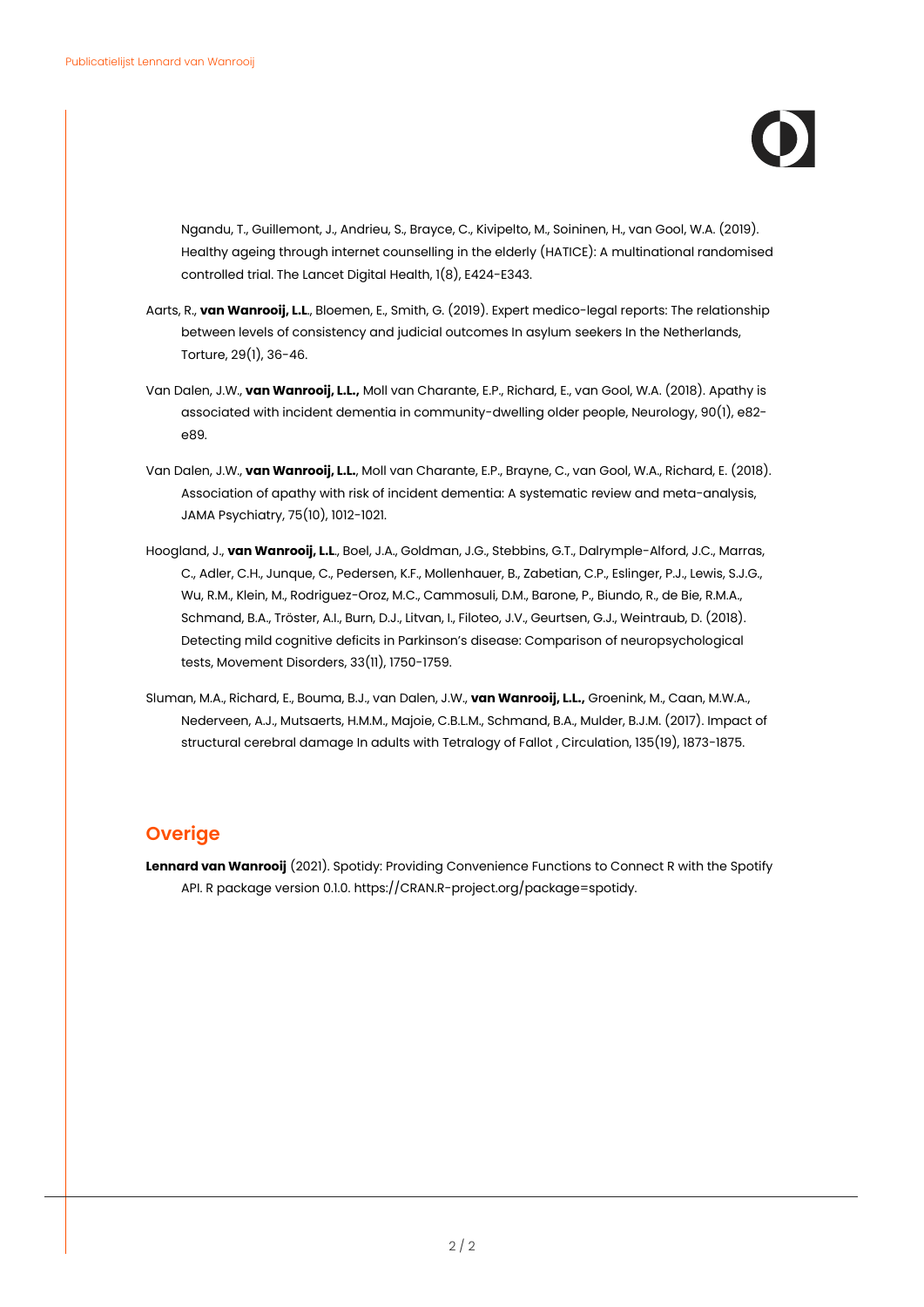Ngandu, T., Guillemont, J., Andrieu, S., Brayce, C., Kivipelto, M., Soininen, H., van Gool, W.A. (2019). Healthy ageing through internet counselling in the elderly (HATICE): A multinational randomised controlled trial. The Lancet Digital Health, 1(8), E424-E343.

Aarts, R., **van Wanrooij, L.L**., Bloemen, E., Smith, G. (2019). Expert medico-legal reports: The relationship between levels of consistency and judicial outcomes In asylum seekers In the Netherlands, Torture, 29(1), 36-46.

Van Dalen, J.W., **van Wanrooij, L.L.,** Moll van Charante, E.P., Richard, E., van Gool, W.A. (2018). Apathy is associated with incident dementia in community-dwelling older people, Neurology, 90(1), e82-e89.

Van Dalen, J.W., **van Wanrooij, L.L.**, Moll van Charante, E.P., Brayne, C., van Gool, W.A., Richard, E. (2018). Association of apathy with risk of incident dementia: A systematic review and meta-analysis, JAMA Psychiatry, 75(10), 1012-1021.

Hoogland, J., **van Wanrooij, L.L**., Boel, J.A., Goldman, J.G., Stebbins, G.T., Dalrymple-Alford, J.C., Marras, C., Adler, C.H., Junque, C., Pedersen, K.F., Mollenhauer, B., Zabetian, C.P., Eslinger, P.J., Lewis, S.J.G., Wu, R.M., Klein, M., Rodriguez-Oroz, M.C., Cammosuli, D.M., Barone, P., Biundo, R., de Bie, R.M.A., Schmand, B.A., Tröster, A.I., Burn, D.J., Litvan, I., Filoteo, J.V., Geurtsen, G.J., Weintraub, D. (2018). Detecting mild cognitive deficits in Parkinson's disease: Comparison of neuropsychological tests, Movement Disorders, 33(11), 1750-1759.

Sluman, M.A., Richard, E., Bouma, B.J., van Dalen, J.W., **van Wanrooij, L.L.,** Groenink, M., Caan, M.W.A., Nederveen, A.J., Mutsaerts, H.M.M., Majoie, C.B.L.M., Schmand, B.A., Mulder, B.J.M. (2017). Impact of structural cerebral damage In adults with Tetralogy of Fallot , Circulation, 135(19), 1873-1875.

## Overige

**Lennard van Wanrooij** (2021). Spotidy: Providing Convenience Functions to Connect R with the Spotify API. R package version 0.1.0. https://CRAN.R-project.org/package=spotidy.